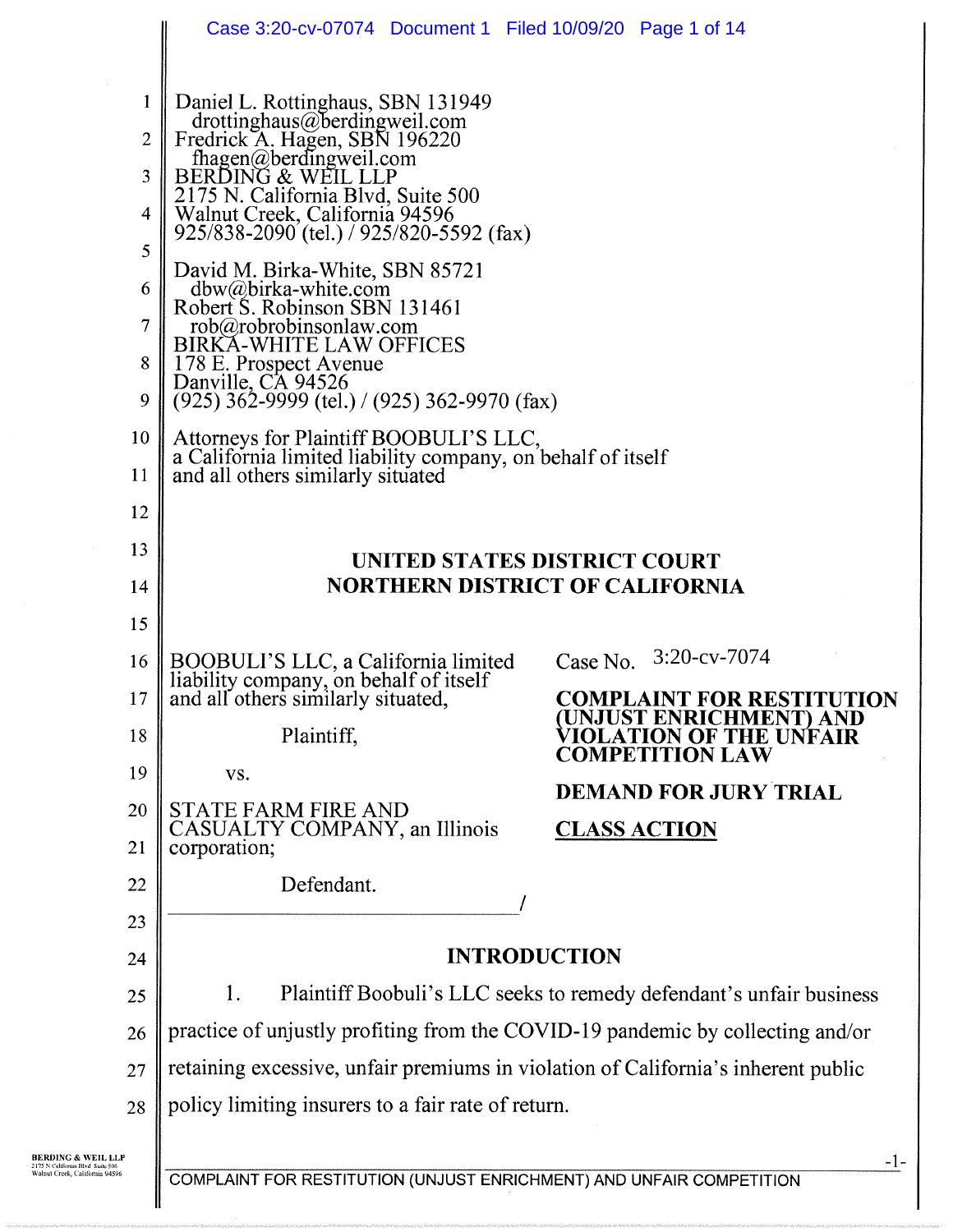Daniel L. Rottinghaus, SBN 131949
drottinghaus@berdingweil.com
Fredrick A. Hagen, SBN 196220
fhagen@berdingweil.com
BERDING & WEIL LLP
2175 N. California Blvd, Suite 500
Walnut Creek, California 94596
925/838-2090 (tel.) / 925/820-5592 (fax)

David M. Birka-White, SBN 85721
dbw@birka-white.com
Robert S. Robinson SBN 131461
rob@robrobinsonlaw.com
BIRKA-WHITE LAW OFFICES
178 E. Prospect Avenue
Danville, CA 94526
(925) 362-9999 (tel.) / (925) 362-9970 (fax)

Attorneys for Plaintiff BOOBULI'S LLC,
a California limited liability company, on behalf of itself
and all others similarly situated

**UNITED STATES DISTRICT COURT**
**NORTHERN DISTRICT OF CALIFORNIA**

BOOBULI'S LLC, a California limited liability company, on behalf of itself and all others similarly situated,

Plaintiff,

vs.

STATE FARM FIRE AND CASUALTY COMPANY, an Illinois corporation;

Defendant.

Case No. 3:20-cv-7074

**COMPLAINT FOR RESTITUTION (UNJUST ENRICHMENT) AND VIOLATION OF THE UNFAIR COMPETITION LAW**

**DEMAND FOR JURY TRIAL**

**CLASS ACTION**

## INTRODUCTION

1. Plaintiff Boobuli's LLC seeks to remedy defendant's unfair business practice of unjustly profiting from the COVID-19 pandemic by collecting and/or retaining excessive, unfair premiums in violation of California's inherent public policy limiting insurers to a fair rate of return.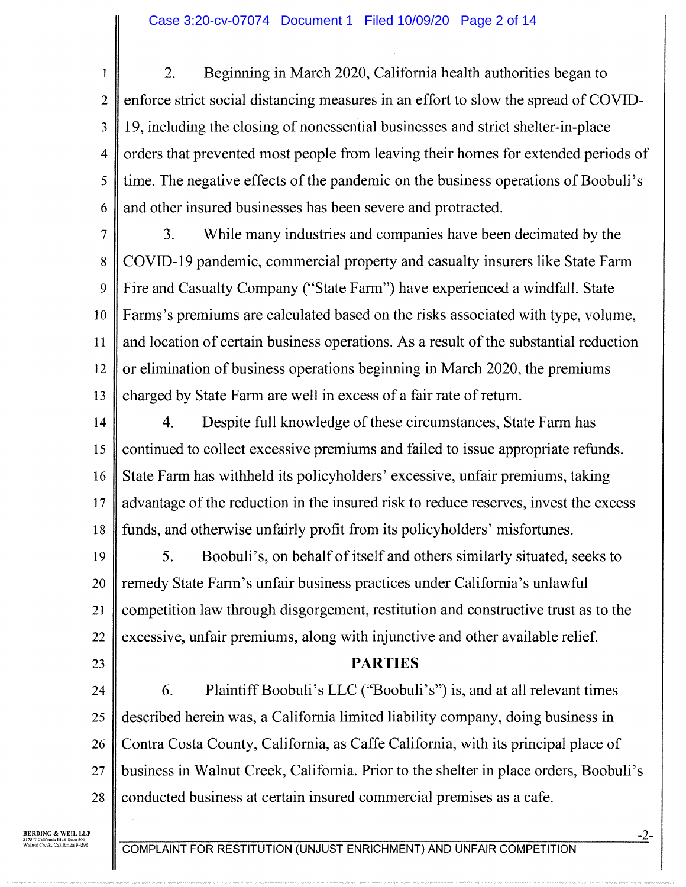2. Beginning in March 2020, California health authorities began to enforce strict social distancing measures in an effort to slow the spread of COVID-19, including the closing of nonessential businesses and strict shelter-in-place orders that prevented most people from leaving their homes for extended periods of time. The negative effects of the pandemic on the business operations of Boobuli's and other insured businesses has been severe and protracted.

3. While many industries and companies have been decimated by the COVID-19 pandemic, commercial property and casualty insurers like State Farm Fire and Casualty Company ("State Farm") have experienced a windfall. State Farms's premiums are calculated based on the risks associated with type, volume, and location of certain business operations. As a result of the substantial reduction or elimination of business operations beginning in March 2020, the premiums charged by State Farm are well in excess of a fair rate of return.

4. Despite full knowledge of these circumstances, State Farm has continued to collect excessive premiums and failed to issue appropriate refunds. State Farm has withheld its policyholders' excessive, unfair premiums, taking advantage of the reduction in the insured risk to reduce reserves, invest the excess funds, and otherwise unfairly profit from its policyholders' misfortunes.

5. Boobuli's, on behalf of itself and others similarly situated, seeks to remedy State Farm's unfair business practices under California's unlawful competition law through disgorgement, restitution and constructive trust as to the excessive, unfair premiums, along with injunctive and other available relief.

## PARTIES

6. Plaintiff Boobuli's LLC ("Boobuli's") is, and at all relevant times described herein was, a California limited liability company, doing business in Contra Costa County, California, as Caffe California, with its principal place of business in Walnut Creek, California. Prior to the shelter in place orders, Boobuli's conducted business at certain insured commercial premises as a cafe.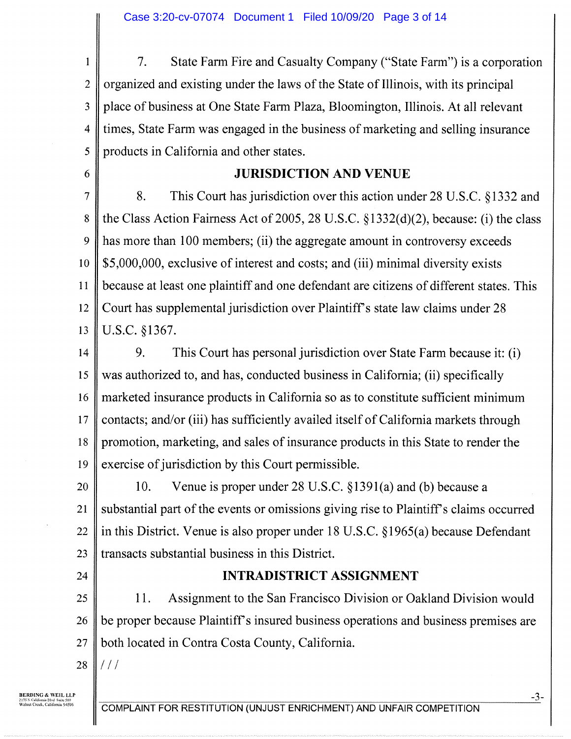7. State Farm Fire and Casualty Company ("State Farm") is a corporation organized and existing under the laws of the State of Illinois, with its principal place of business at One State Farm Plaza, Bloomington, Illinois. At all relevant times, State Farm was engaged in the business of marketing and selling insurance products in California and other states.

## JURISDICTION AND VENUE

8. This Court has jurisdiction over this action under 28 U.S.C. §1332 and the Class Action Fairness Act of 2005, 28 U.S.C. §1332(d)(2), because: (i) the class has more than 100 members; (ii) the aggregate amount in controversy exceeds $5,000,000, exclusive of interest and costs; and (iii) minimal diversity exists because at least one plaintiff and one defendant are citizens of different states. This Court has supplemental jurisdiction over Plaintiff's state law claims under 28 U.S.C. §1367.

9. This Court has personal jurisdiction over State Farm because it: (i) was authorized to, and has, conducted business in California; (ii) specifically marketed insurance products in California so as to constitute sufficient minimum contacts; and/or (iii) has sufficiently availed itself of California markets through promotion, marketing, and sales of insurance products in this State to render the exercise of jurisdiction by this Court permissible.

10. Venue is proper under 28 U.S.C. §1391(a) and (b) because a substantial part of the events or omissions giving rise to Plaintiff's claims occurred in this District. Venue is also proper under 18 U.S.C. §1965(a) because Defendant transacts substantial business in this District.

## INTRADISTRICT ASSIGNMENT

11. Assignment to the San Francisco Division or Oakland Division would be proper because Plaintiff's insured business operations and business premises are both located in Contra Costa County, California.

///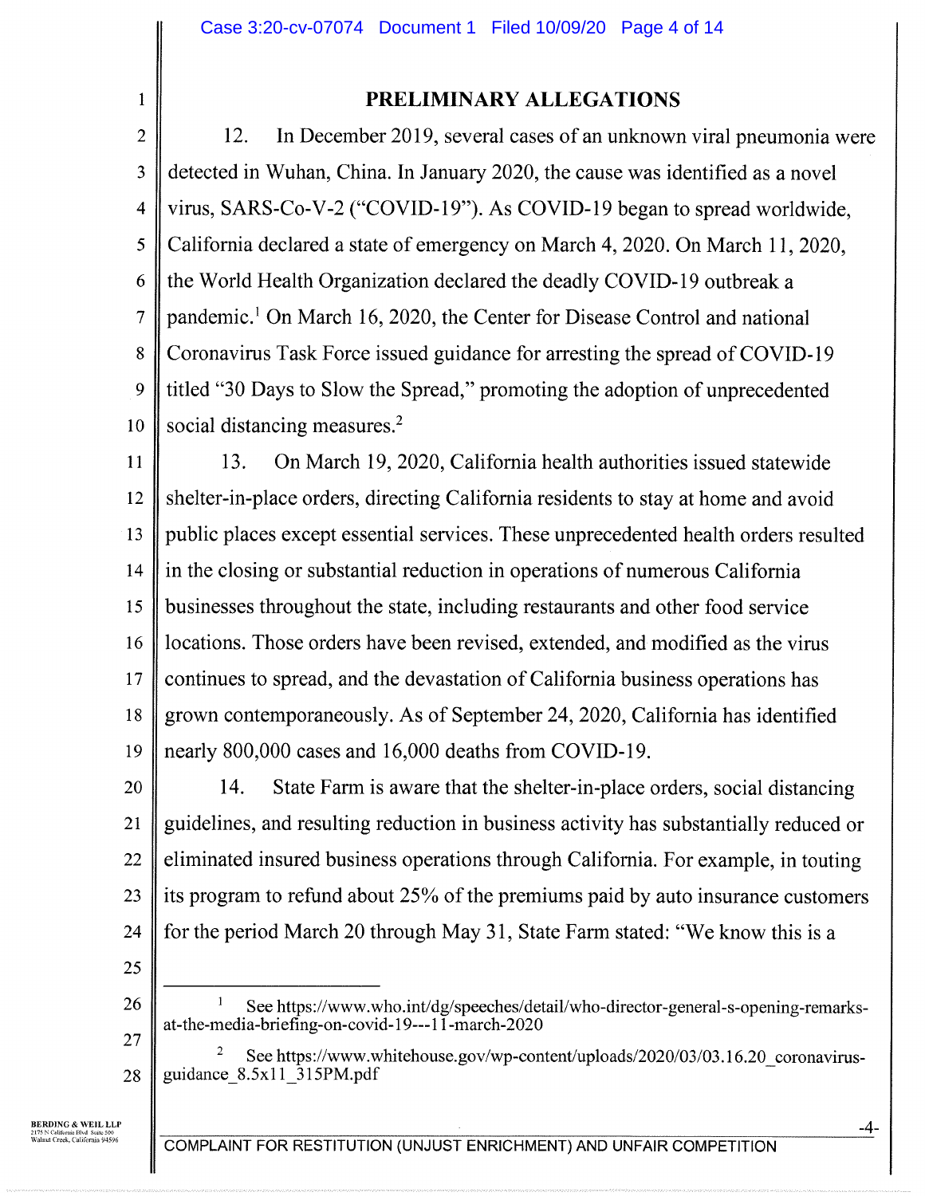## PRELIMINARY ALLEGATIONS

12. In December 2019, several cases of an unknown viral pneumonia were detected in Wuhan, China. In January 2020, the cause was identified as a novel virus, SARS-Co-V-2 ("COVID-19"). As COVID-19 began to spread worldwide, California declared a state of emergency on March 4, 2020. On March 11, 2020, the World Health Organization declared the deadly COVID-19 outbreak a pandemic.[1] On March 16, 2020, the Center for Disease Control and national Coronavirus Task Force issued guidance for arresting the spread of COVID-19 titled "30 Days to Slow the Spread," promoting the adoption of unprecedented social distancing measures.[2]

13. On March 19, 2020, California health authorities issued statewide shelter-in-place orders, directing California residents to stay at home and avoid public places except essential services. These unprecedented health orders resulted in the closing or substantial reduction in operations of numerous California businesses throughout the state, including restaurants and other food service locations. Those orders have been revised, extended, and modified as the virus continues to spread, and the devastation of California business operations has grown contemporaneously. As of September 24, 2020, California has identified nearly 800,000 cases and 16,000 deaths from COVID-19.

14. State Farm is aware that the shelter-in-place orders, social distancing guidelines, and resulting reduction in business activity has substantially reduced or eliminated insured business operations through California. For example, in touting its program to refund about 25% of the premiums paid by auto insurance customers for the period March 20 through May 31, State Farm stated: "We know this is a

---

[1] See https://www.who.int/dg/speeches/detail/who-director-general-s-opening-remarks-at-the-media-briefing-on-covid-19---11-march-2020

[2] See https://www.whitehouse.gov/wp-content/uploads/2020/03/03.16.20_coronavirus-guidance_8.5x11_315PM.pdf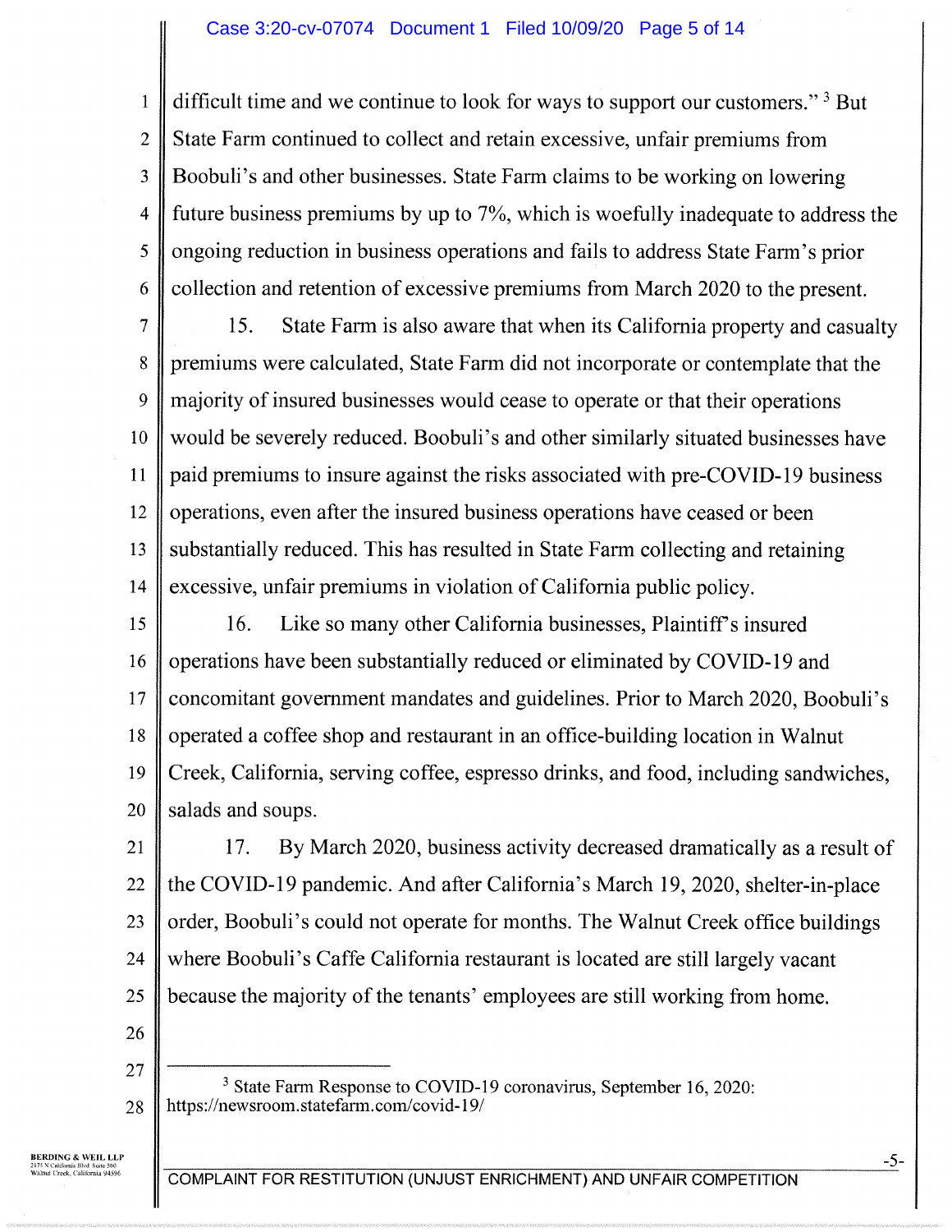difficult time and we continue to look for ways to support our customers."[3] But State Farm continued to collect and retain excessive, unfair premiums from Boobuli's and other businesses. State Farm claims to be working on lowering future business premiums by up to 7%, which is woefully inadequate to address the ongoing reduction in business operations and fails to address State Farm's prior collection and retention of excessive premiums from March 2020 to the present.

15. State Farm is also aware that when its California property and casualty premiums were calculated, State Farm did not incorporate or contemplate that the majority of insured businesses would cease to operate or that their operations would be severely reduced. Boobuli's and other similarly situated businesses have paid premiums to insure against the risks associated with pre-COVID-19 business operations, even after the insured business operations have ceased or been substantially reduced. This has resulted in State Farm collecting and retaining excessive, unfair premiums in violation of California public policy.

16. Like so many other California businesses, Plaintiff's insured operations have been substantially reduced or eliminated by COVID-19 and concomitant government mandates and guidelines. Prior to March 2020, Boobuli's operated a coffee shop and restaurant in an office-building location in Walnut Creek, California, serving coffee, espresso drinks, and food, including sandwiches, salads and soups.

17. By March 2020, business activity decreased dramatically as a result of the COVID-19 pandemic. And after California's March 19, 2020, shelter-in-place order, Boobuli's could not operate for months. The Walnut Creek office buildings where Boobuli's Caffe California restaurant is located are still largely vacant because the majority of the tenants' employees are still working from home.

---

[3] State Farm Response to COVID-19 coronavirus, September 16, 2020: https://newsroom.statefarm.com/covid-19/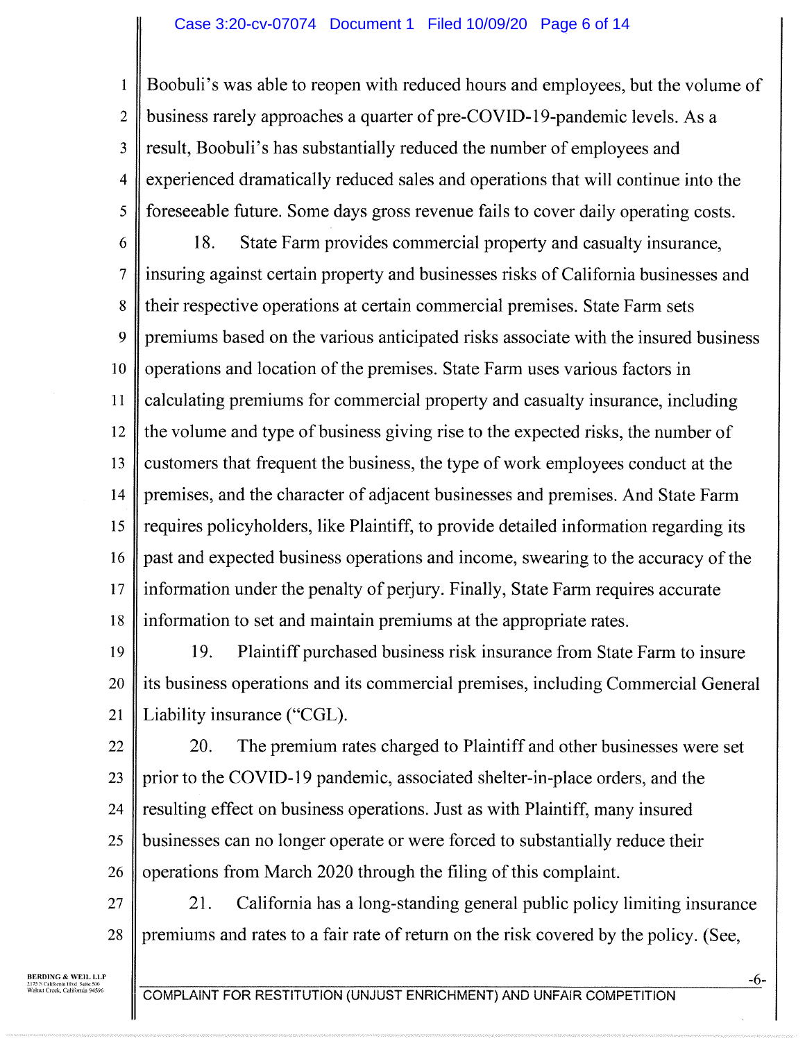Boobuli's was able to reopen with reduced hours and employees, but the volume of business rarely approaches a quarter of pre-COVID-19-pandemic levels. As a result, Boobuli's has substantially reduced the number of employees and experienced dramatically reduced sales and operations that will continue into the foreseeable future. Some days gross revenue fails to cover daily operating costs.

18. State Farm provides commercial property and casualty insurance, insuring against certain property and businesses risks of California businesses and their respective operations at certain commercial premises. State Farm sets premiums based on the various anticipated risks associate with the insured business operations and location of the premises. State Farm uses various factors in calculating premiums for commercial property and casualty insurance, including the volume and type of business giving rise to the expected risks, the number of customers that frequent the business, the type of work employees conduct at the premises, and the character of adjacent businesses and premises. And State Farm requires policyholders, like Plaintiff, to provide detailed information regarding its past and expected business operations and income, swearing to the accuracy of the information under the penalty of perjury. Finally, State Farm requires accurate information to set and maintain premiums at the appropriate rates.

19. Plaintiff purchased business risk insurance from State Farm to insure its business operations and its commercial premises, including Commercial General Liability insurance ("CGL).

20. The premium rates charged to Plaintiff and other businesses were set prior to the COVID-19 pandemic, associated shelter-in-place orders, and the resulting effect on business operations. Just as with Plaintiff, many insured businesses can no longer operate or were forced to substantially reduce their operations from March 2020 through the filing of this complaint.

21. California has a long-standing general public policy limiting insurance premiums and rates to a fair rate of return on the risk covered by the policy. (See,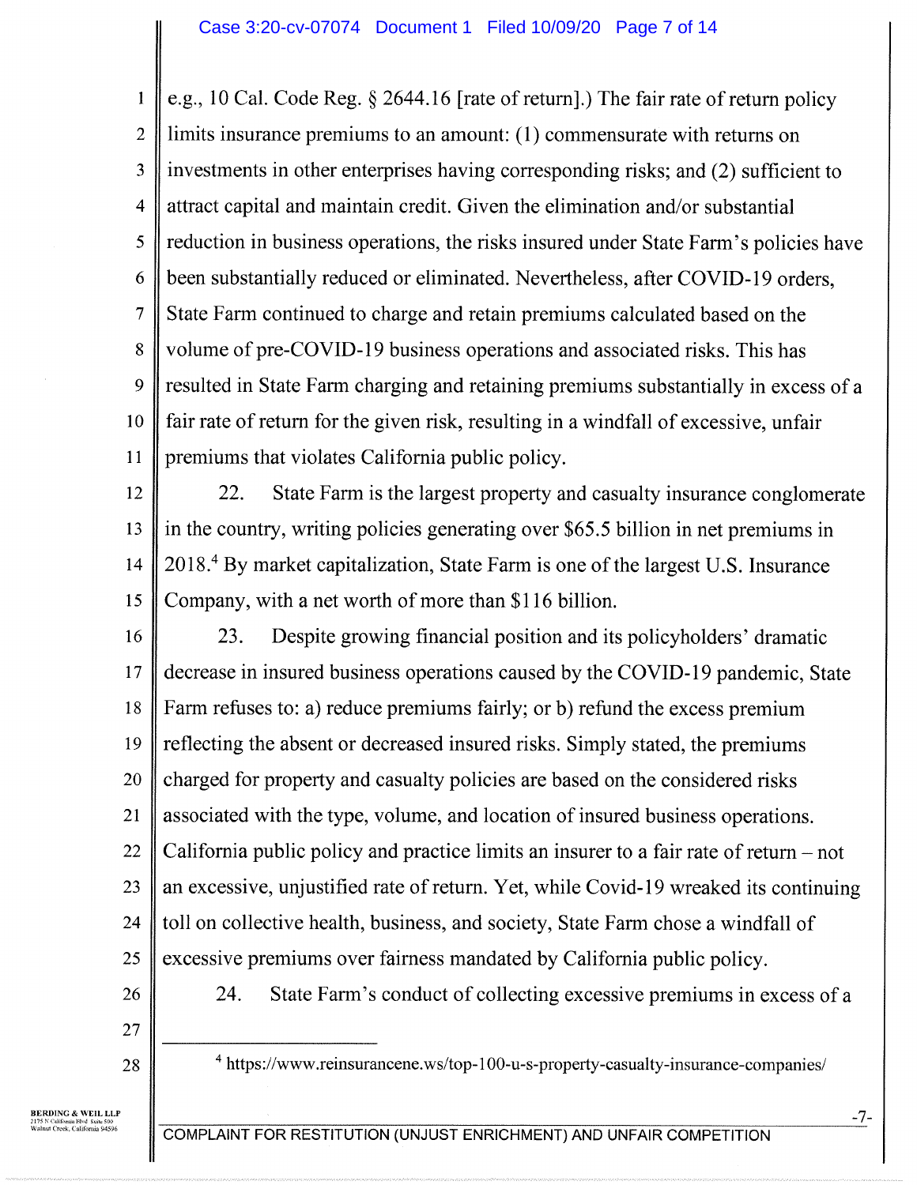e.g., 10 Cal. Code Reg. § 2644.16 [rate of return].) The fair rate of return policy limits insurance premiums to an amount: (1) commensurate with returns on investments in other enterprises having corresponding risks; and (2) sufficient to attract capital and maintain credit. Given the elimination and/or substantial reduction in business operations, the risks insured under State Farm's policies have been substantially reduced or eliminated. Nevertheless, after COVID-19 orders, State Farm continued to charge and retain premiums calculated based on the volume of pre-COVID-19 business operations and associated risks. This has resulted in State Farm charging and retaining premiums substantially in excess of a fair rate of return for the given risk, resulting in a windfall of excessive, unfair premiums that violates California public policy.

22. State Farm is the largest property and casualty insurance conglomerate in the country, writing policies generating over $65.5 billion in net premiums in 2018.[4] By market capitalization, State Farm is one of the largest U.S. Insurance Company, with a net worth of more than $116 billion.

23. Despite growing financial position and its policyholders' dramatic decrease in insured business operations caused by the COVID-19 pandemic, State Farm refuses to: a) reduce premiums fairly; or b) refund the excess premium reflecting the absent or decreased insured risks. Simply stated, the premiums charged for property and casualty policies are based on the considered risks associated with the type, volume, and location of insured business operations. California public policy and practice limits an insurer to a fair rate of return – not an excessive, unjustified rate of return. Yet, while Covid-19 wreaked its continuing toll on collective health, business, and society, State Farm chose a windfall of excessive premiums over fairness mandated by California public policy.

24. State Farm's conduct of collecting excessive premiums in excess of a

---

[4] https://www.reinsurancene.ws/top-100-u-s-property-casualty-insurance-companies/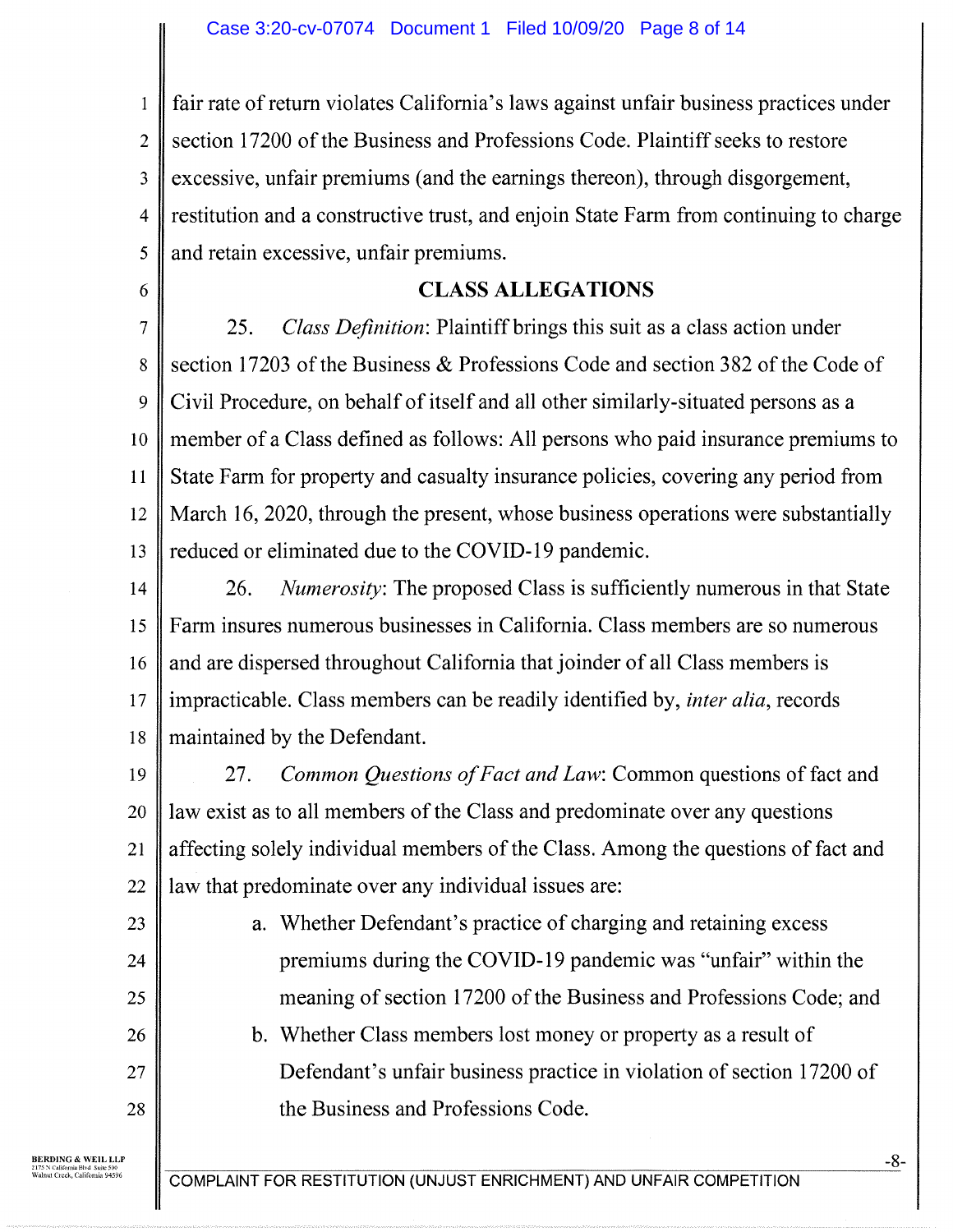fair rate of return violates California's laws against unfair business practices under section 17200 of the Business and Professions Code. Plaintiff seeks to restore excessive, unfair premiums (and the earnings thereon), through disgorgement, restitution and a constructive trust, and enjoin State Farm from continuing to charge and retain excessive, unfair premiums.

## CLASS ALLEGATIONS

25. *Class Definition*: Plaintiff brings this suit as a class action under section 17203 of the Business & Professions Code and section 382 of the Code of Civil Procedure, on behalf of itself and all other similarly-situated persons as a member of a Class defined as follows: All persons who paid insurance premiums to State Farm for property and casualty insurance policies, covering any period from March 16, 2020, through the present, whose business operations were substantially reduced or eliminated due to the COVID-19 pandemic.

26. *Numerosity*: The proposed Class is sufficiently numerous in that State Farm insures numerous businesses in California. Class members are so numerous and are dispersed throughout California that joinder of all Class members is impracticable. Class members can be readily identified by, *inter alia*, records maintained by the Defendant.

27. *Common Questions of Fact and Law*: Common questions of fact and law exist as to all members of the Class and predominate over any questions affecting solely individual members of the Class. Among the questions of fact and law that predominate over any individual issues are:

a. Whether Defendant's practice of charging and retaining excess premiums during the COVID-19 pandemic was "unfair" within the meaning of section 17200 of the Business and Professions Code; and

b. Whether Class members lost money or property as a result of Defendant's unfair business practice in violation of section 17200 of the Business and Professions Code.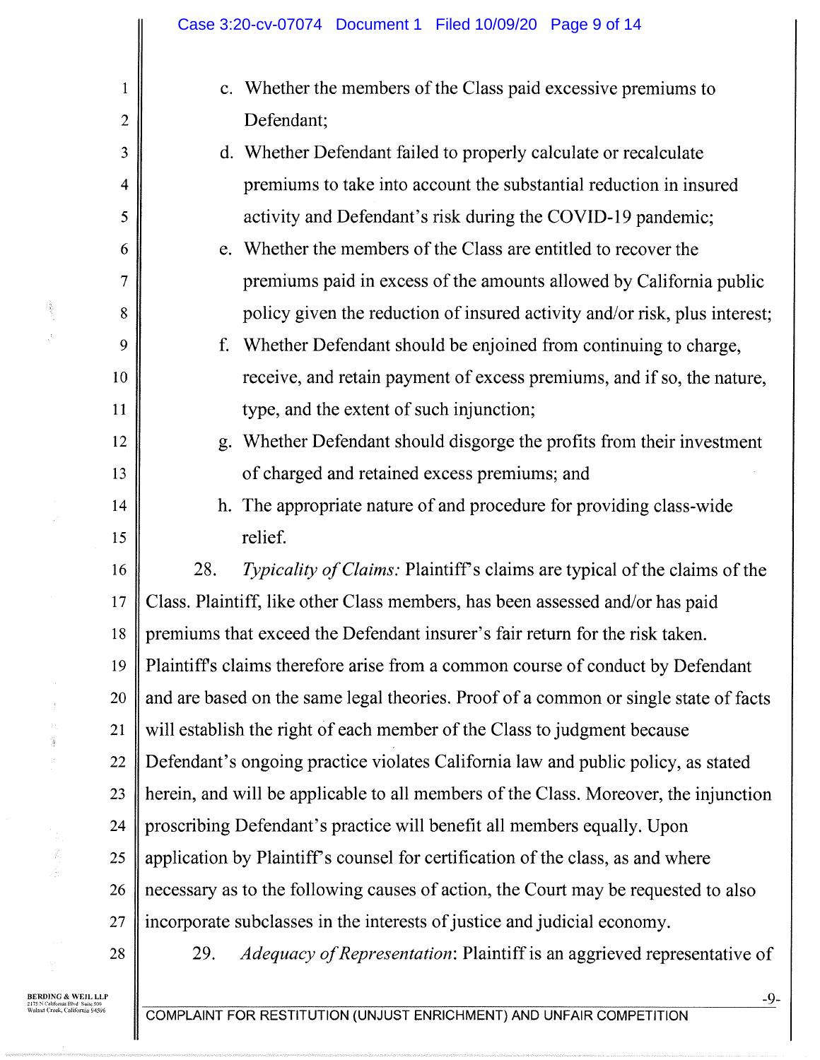c. Whether the members of the Class paid excessive premiums to Defendant;

d. Whether Defendant failed to properly calculate or recalculate premiums to take into account the substantial reduction in insured activity and Defendant's risk during the COVID-19 pandemic;

e. Whether the members of the Class are entitled to recover the premiums paid in excess of the amounts allowed by California public policy given the reduction of insured activity and/or risk, plus interest;

f. Whether Defendant should be enjoined from continuing to charge, receive, and retain payment of excess premiums, and if so, the nature, type, and the extent of such injunction;

g. Whether Defendant should disgorge the profits from their investment of charged and retained excess premiums; and

h. The appropriate nature of and procedure for providing class-wide relief.

28. *Typicality of Claims:* Plaintiff's claims are typical of the claims of the Class. Plaintiff, like other Class members, has been assessed and/or has paid premiums that exceed the Defendant insurer's fair return for the risk taken. Plaintiff's claims therefore arise from a common course of conduct by Defendant and are based on the same legal theories. Proof of a common or single state of facts will establish the right of each member of the Class to judgment because Defendant's ongoing practice violates California law and public policy, as stated herein, and will be applicable to all members of the Class. Moreover, the injunction proscribing Defendant's practice will benefit all members equally. Upon application by Plaintiff's counsel for certification of the class, as and where necessary as to the following causes of action, the Court may be requested to also incorporate subclasses in the interests of justice and judicial economy.

29. *Adequacy of Representation*: Plaintiff is an aggrieved representative of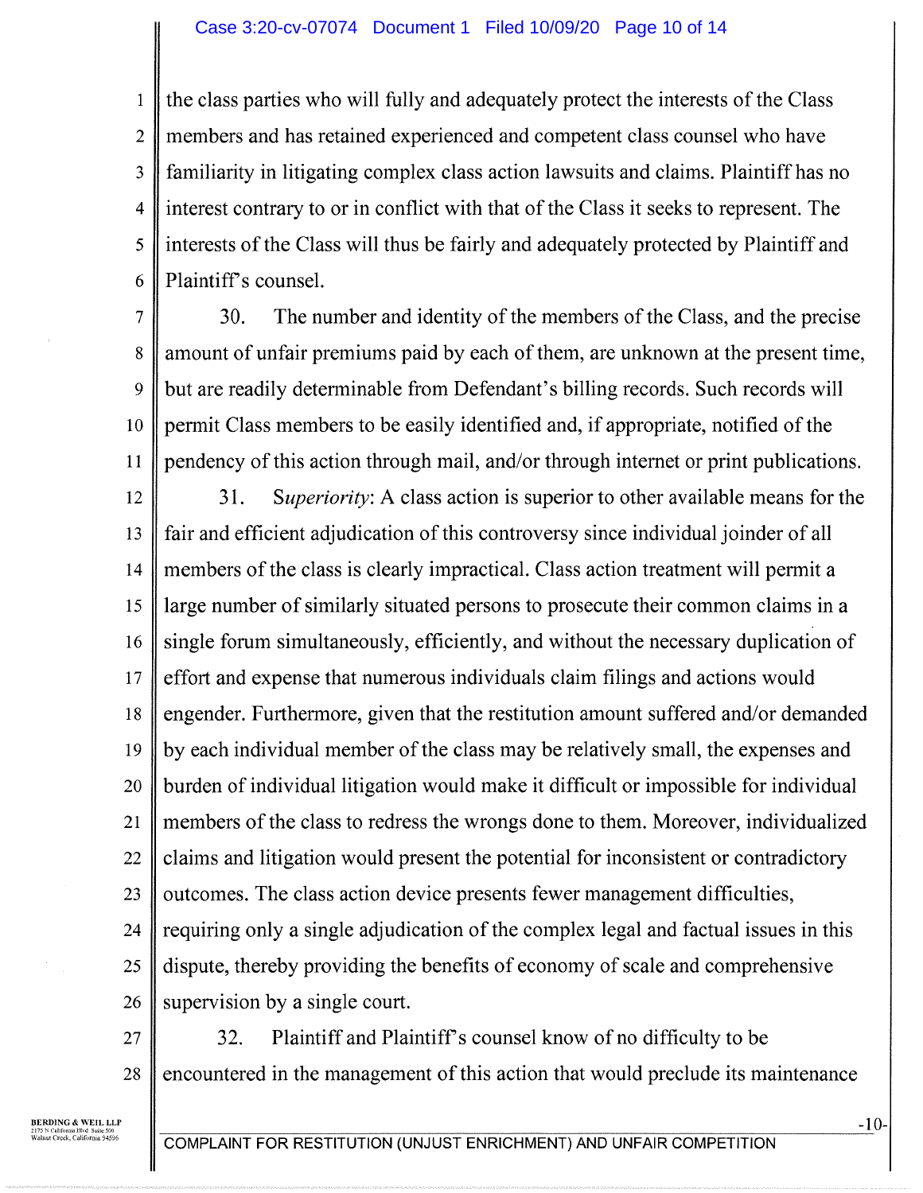the class parties who will fully and adequately protect the interests of the Class members and has retained experienced and competent class counsel who have familiarity in litigating complex class action lawsuits and claims. Plaintiff has no interest contrary to or in conflict with that of the Class it seeks to represent. The interests of the Class will thus be fairly and adequately protected by Plaintiff and Plaintiff's counsel.

30. The number and identity of the members of the Class, and the precise amount of unfair premiums paid by each of them, are unknown at the present time, but are readily determinable from Defendant's billing records. Such records will permit Class members to be easily identified and, if appropriate, notified of the pendency of this action through mail, and/or through internet or print publications.

31. S*uperiority*: A class action is superior to other available means for the fair and efficient adjudication of this controversy since individual joinder of all members of the class is clearly impractical. Class action treatment will permit a large number of similarly situated persons to prosecute their common claims in a single forum simultaneously, efficiently, and without the necessary duplication of effort and expense that numerous individuals claim filings and actions would engender. Furthermore, given that the restitution amount suffered and/or demanded by each individual member of the class may be relatively small, the expenses and burden of individual litigation would make it difficult or impossible for individual members of the class to redress the wrongs done to them. Moreover, individualized claims and litigation would present the potential for inconsistent or contradictory outcomes. The class action device presents fewer management difficulties, requiring only a single adjudication of the complex legal and factual issues in this dispute, thereby providing the benefits of economy of scale and comprehensive supervision by a single court.

32. Plaintiff and Plaintiff's counsel know of no difficulty to be encountered in the management of this action that would preclude its maintenance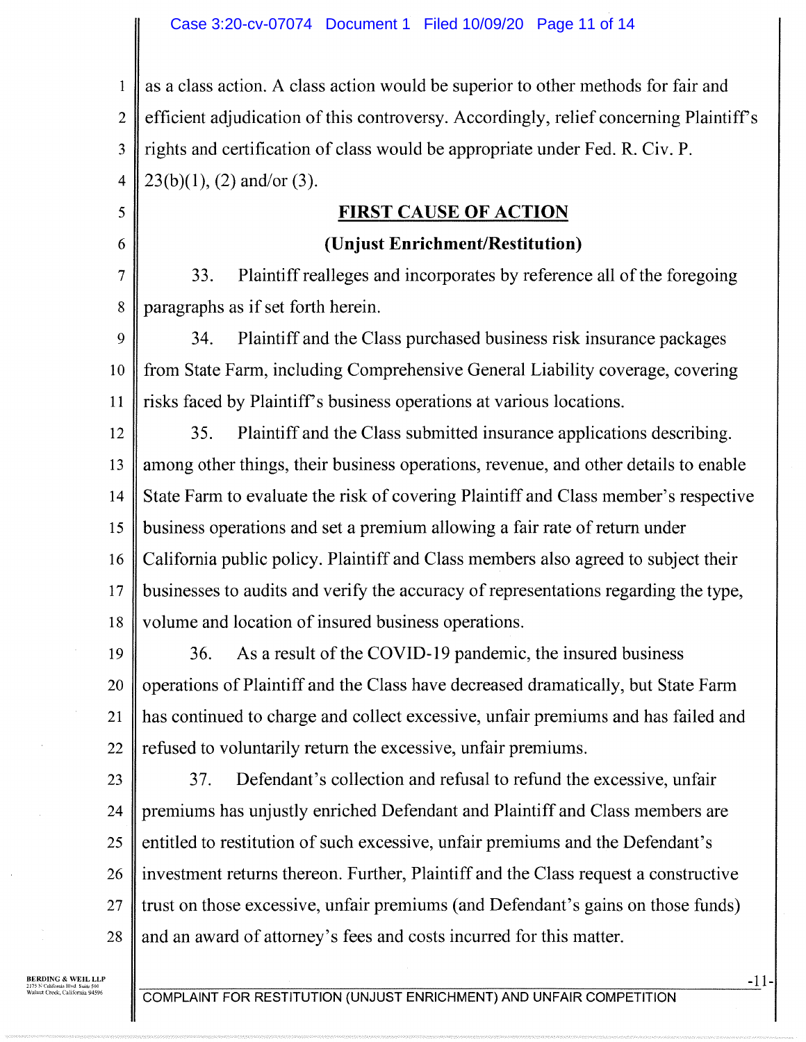as a class action. A class action would be superior to other methods for fair and efficient adjudication of this controversy. Accordingly, relief concerning Plaintiff's rights and certification of class would be appropriate under Fed. R. Civ. P. 23(b)(1), (2) and/or (3).

## FIRST CAUSE OF ACTION

### (Unjust Enrichment/Restitution)

33. Plaintiff realleges and incorporates by reference all of the foregoing paragraphs as if set forth herein.

34. Plaintiff and the Class purchased business risk insurance packages from State Farm, including Comprehensive General Liability coverage, covering risks faced by Plaintiff's business operations at various locations.

35. Plaintiff and the Class submitted insurance applications describing. among other things, their business operations, revenue, and other details to enable State Farm to evaluate the risk of covering Plaintiff and Class member's respective business operations and set a premium allowing a fair rate of return under California public policy. Plaintiff and Class members also agreed to subject their businesses to audits and verify the accuracy of representations regarding the type, volume and location of insured business operations.

36. As a result of the COVID-19 pandemic, the insured business operations of Plaintiff and the Class have decreased dramatically, but State Farm has continued to charge and collect excessive, unfair premiums and has failed and refused to voluntarily return the excessive, unfair premiums.

37. Defendant's collection and refusal to refund the excessive, unfair premiums has unjustly enriched Defendant and Plaintiff and Class members are entitled to restitution of such excessive, unfair premiums and the Defendant's investment returns thereon. Further, Plaintiff and the Class request a constructive trust on those excessive, unfair premiums (and Defendant's gains on those funds) and an award of attorney's fees and costs incurred for this matter.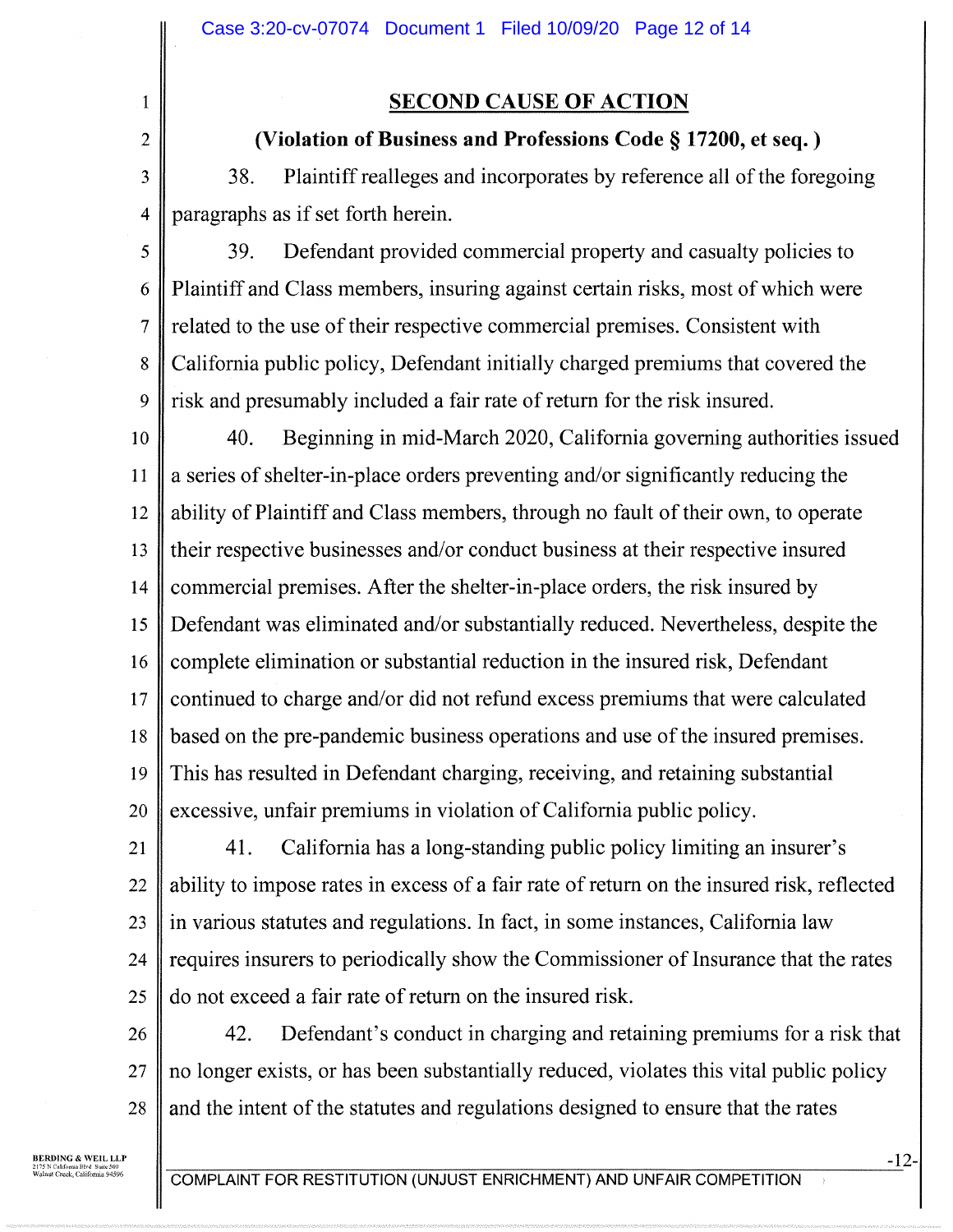## SECOND CAUSE OF ACTION

**(Violation of Business and Professions Code § 17200, et seq. )**

38. Plaintiff realleges and incorporates by reference all of the foregoing paragraphs as if set forth herein.

39. Defendant provided commercial property and casualty policies to Plaintiff and Class members, insuring against certain risks, most of which were related to the use of their respective commercial premises. Consistent with California public policy, Defendant initially charged premiums that covered the risk and presumably included a fair rate of return for the risk insured.

40. Beginning in mid-March 2020, California governing authorities issued a series of shelter-in-place orders preventing and/or significantly reducing the ability of Plaintiff and Class members, through no fault of their own, to operate their respective businesses and/or conduct business at their respective insured commercial premises. After the shelter-in-place orders, the risk insured by Defendant was eliminated and/or substantially reduced. Nevertheless, despite the complete elimination or substantial reduction in the insured risk, Defendant continued to charge and/or did not refund excess premiums that were calculated based on the pre-pandemic business operations and use of the insured premises. This has resulted in Defendant charging, receiving, and retaining substantial excessive, unfair premiums in violation of California public policy.

41. California has a long-standing public policy limiting an insurer's ability to impose rates in excess of a fair rate of return on the insured risk, reflected in various statutes and regulations. In fact, in some instances, California law requires insurers to periodically show the Commissioner of Insurance that the rates do not exceed a fair rate of return on the insured risk.

42. Defendant's conduct in charging and retaining premiums for a risk that no longer exists, or has been substantially reduced, violates this vital public policy and the intent of the statutes and regulations designed to ensure that the rates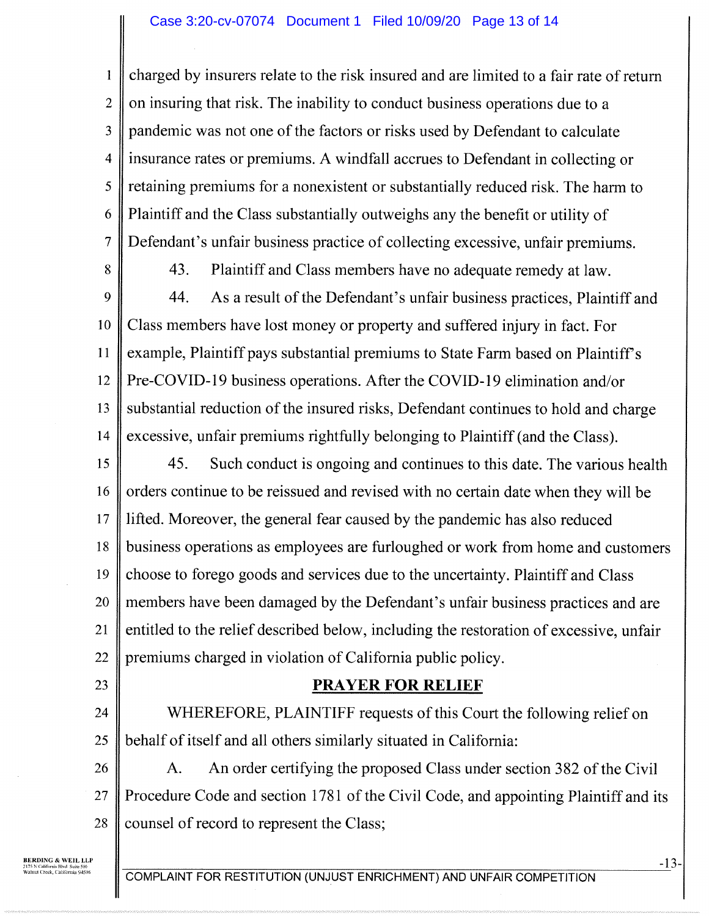charged by insurers relate to the risk insured and are limited to a fair rate of return on insuring that risk. The inability to conduct business operations due to a pandemic was not one of the factors or risks used by Defendant to calculate insurance rates or premiums. A windfall accrues to Defendant in collecting or retaining premiums for a nonexistent or substantially reduced risk. The harm to Plaintiff and the Class substantially outweighs any the benefit or utility of Defendant's unfair business practice of collecting excessive, unfair premiums.

43. Plaintiff and Class members have no adequate remedy at law.

44. As a result of the Defendant's unfair business practices, Plaintiff and Class members have lost money or property and suffered injury in fact. For example, Plaintiff pays substantial premiums to State Farm based on Plaintiff's Pre-COVID-19 business operations. After the COVID-19 elimination and/or substantial reduction of the insured risks, Defendant continues to hold and charge excessive, unfair premiums rightfully belonging to Plaintiff (and the Class).

45. Such conduct is ongoing and continues to this date. The various health orders continue to be reissued and revised with no certain date when they will be lifted. Moreover, the general fear caused by the pandemic has also reduced business operations as employees are furloughed or work from home and customers choose to forego goods and services due to the uncertainty. Plaintiff and Class members have been damaged by the Defendant's unfair business practices and are entitled to the relief described below, including the restoration of excessive, unfair premiums charged in violation of California public policy.

## PRAYER FOR RELIEF

WHEREFORE, PLAINTIFF requests of this Court the following relief on behalf of itself and all others similarly situated in California:

A. An order certifying the proposed Class under section 382 of the Civil Procedure Code and section 1781 of the Civil Code, and appointing Plaintiff and its counsel of record to represent the Class;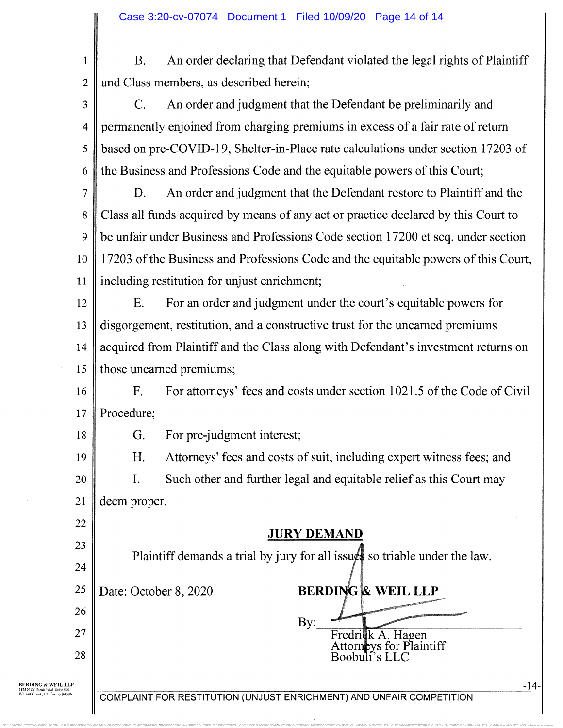B. An order declaring that Defendant violated the legal rights of Plaintiff and Class members, as described herein;

C. An order and judgment that the Defendant be preliminarily and permanently enjoined from charging premiums in excess of a fair rate of return based on pre-COVID-19, Shelter-in-Place rate calculations under section 17203 of the Business and Professions Code and the equitable powers of this Court;

D. An order and judgment that the Defendant restore to Plaintiff and the Class all funds acquired by means of any act or practice declared by this Court to be unfair under Business and Professions Code section 17200 et seq. under section 17203 of the Business and Professions Code and the equitable powers of this Court, including restitution for unjust enrichment;

E. For an order and judgment under the court's equitable powers for disgorgement, restitution, and a constructive trust for the unearned premiums acquired from Plaintiff and the Class along with Defendant's investment returns on those unearned premiums;

F. For attorneys' fees and costs under section 1021.5 of the Code of Civil Procedure;

G. For pre-judgment interest;

H. Attorneys' fees and costs of suit, including expert witness fees; and

I. Such other and further legal and equitable relief as this Court may deem proper.

**JURY DEMAND**

Plaintiff demands a trial by jury for all issues so triable under the law.

Date: October 8, 2020

**BERDING & WEIL LLP**

By:\_\_\_\_\_\_\_\_\_\_\_\_\_\_\_\_\_\_\_\_\_\_\_\_\_\_\_\_\_\_
Fredrick A. Hagen
Attorneys for Plaintiff
Boobuli's LLC

COMPLAINT FOR RESTITUTION (UNJUST ENRICHMENT) AND UNFAIR COMPETITION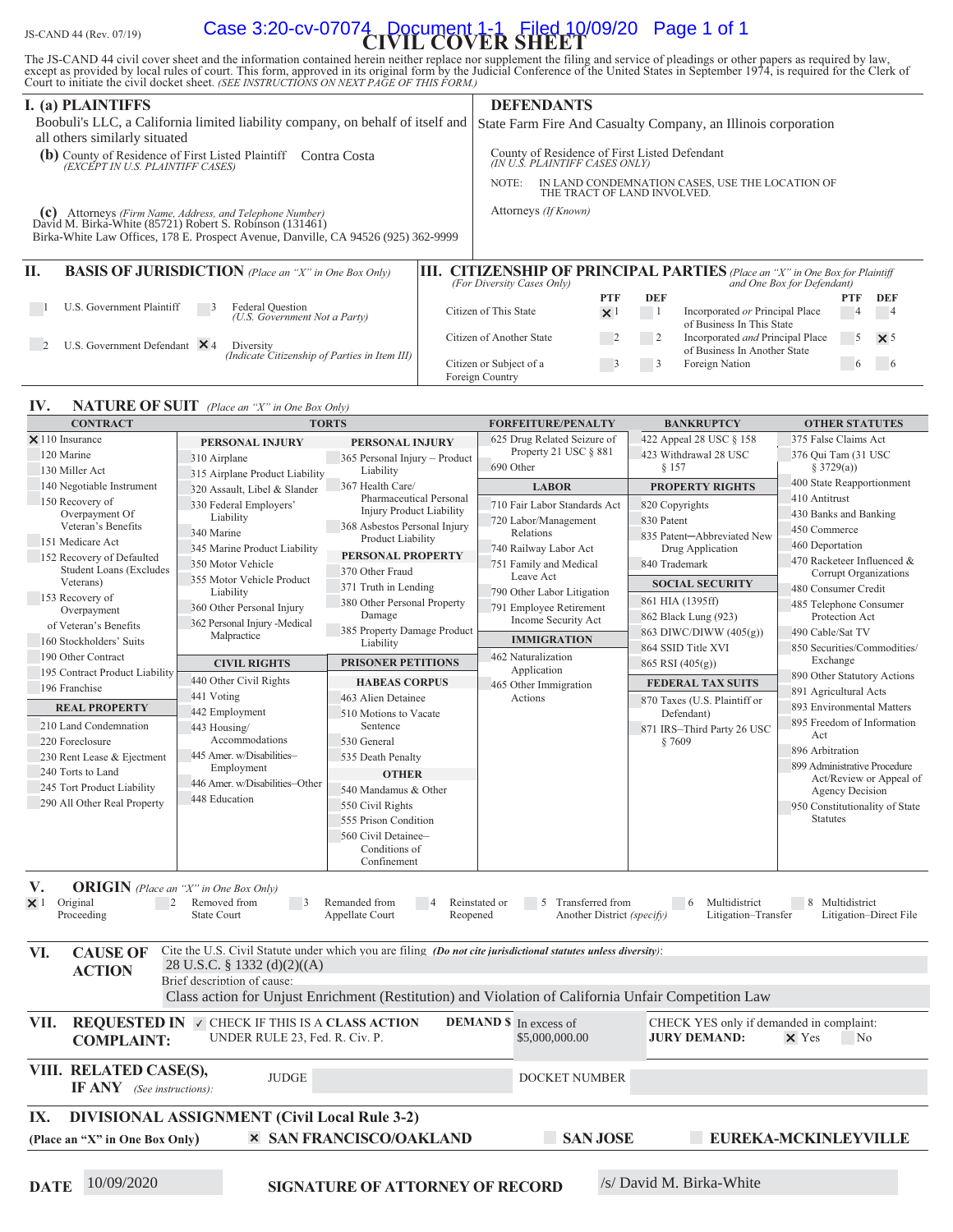JS-CAND 44 (Rev. 07/19)

# CIVIL COVER SHEET

The JS-CAND 44 civil cover sheet and the information contained herein neither replace nor supplement the filing and service of pleadings or other papers as required by law, except as provided by local rules of court. This form, approved in its original form by the Judicial Conference of the United States in September 1974, is required for the Clerk of Court to initiate the civil docket sheet. *(SEE INSTRUCTIONS ON NEXT PAGE OF THIS FORM.)*

## I. (a) PLAINTIFFS

Boobuli's LLC, a California limited liability company, on behalf of itself and all others similarly situated

**(b)** County of Residence of First Listed Plaintiff Contra Costa
*(EXCEPT IN U.S. PLAINTIFF CASES)*

**(c)** Attorneys *(Firm Name, Address, and Telephone Number)*
David M. Birka-White (85721) Robert S. Robinson (131461)
Birka-White Law Offices, 178 E. Prospect Avenue, Danville, CA 94526 (925) 362-9999

## DEFENDANTS

State Farm Fire And Casualty Company, an Illinois corporation

County of Residence of First Listed Defendant
*(IN U.S. PLAINTIFF CASES ONLY)*

NOTE: IN LAND CONDEMNATION CASES, USE THE LOCATION OF THE TRACT OF LAND INVOLVED.

Attorneys *(If Known)*

## II. BASIS OF JURISDICTION *(Place an "X" in One Box Only)*

- ☐ 1 U.S. Government Plaintiff
- ☐ 3 Federal Question *(U.S. Government Not a Party)*
- ☐ 2 U.S. Government Defendant
- ☒ 4 Diversity *(Indicate Citizenship of Parties in Item III)*

## III. CITIZENSHIP OF PRINCIPAL PARTIES *(Place an "X" in One Box for Plaintiff and One Box for Defendant)* *(For Diversity Cases Only)*

| | PTF | DEF | | PTF | DEF |
|---|---|---|---|---|---|
| Citizen of This State | ☒ 1 | ☐ 1 | Incorporated *or* Principal Place of Business In This State | ☐ 4 | ☐ 4 |
| Citizen of Another State | ☐ 2 | ☐ 2 | Incorporated *and* Principal Place of Business In Another State | ☐ 5 | ☒ 5 |
| Citizen or Subject of a Foreign Country | ☐ 3 | ☐ 3 | Foreign Nation | ☐ 6 | ☐ 6 |

## IV. NATURE OF SUIT *(Place an "X" in One Box Only)*

**CONTRACT**
- ☒ 110 Insurance
- 120 Marine
- 130 Miller Act
- 140 Negotiable Instrument
- 150 Recovery of Overpayment Of Veteran's Benefits
- 151 Medicare Act
- 152 Recovery of Defaulted Student Loans (Excludes Veterans)
- 153 Recovery of Overpayment of Veteran's Benefits
- 160 Stockholders' Suits
- 190 Other Contract
- 195 Contract Product Liability
- 196 Franchise

**REAL PROPERTY**
- 210 Land Condemnation
- 220 Foreclosure
- 230 Rent Lease & Ejectment
- 240 Torts to Land
- 245 Tort Product Liability
- 290 All Other Real Property

**TORTS**

PERSONAL INJURY
- 310 Airplane
- 315 Airplane Product Liability
- 320 Assault, Libel & Slander
- 330 Federal Employers' Liability
- 340 Marine
- 345 Marine Product Liability
- 350 Motor Vehicle
- 355 Motor Vehicle Product Liability
- 360 Other Personal Injury
- 362 Personal Injury -Medical Malpractice

PERSONAL INJURY
- 365 Personal Injury – Product Liability
- 367 Health Care/ Pharmaceutical Personal Injury Product Liability
- 368 Asbestos Personal Injury Product Liability

PERSONAL PROPERTY
- 370 Other Fraud
- 371 Truth in Lending
- 380 Other Personal Property Damage
- 385 Property Damage Product Liability

**CIVIL RIGHTS**
- 440 Other Civil Rights
- 441 Voting
- 442 Employment
- 443 Housing/ Accommodations
- 445 Amer. w/Disabilities–Employment
- 446 Amer. w/Disabilities–Other
- 448 Education

**PRISONER PETITIONS**

HABEAS CORPUS
- 463 Alien Detainee
- 510 Motions to Vacate Sentence
- 530 General
- 535 Death Penalty

OTHER
- 540 Mandamus & Other
- 550 Civil Rights
- 555 Prison Condition
- 560 Civil Detainee– Conditions of Confinement

**FORFEITURE/PENALTY**
- 625 Drug Related Seizure of Property 21 USC § 881
- 690 Other

**LABOR**
- 710 Fair Labor Standards Act
- 720 Labor/Management Relations
- 740 Railway Labor Act
- 751 Family and Medical Leave Act
- 790 Other Labor Litigation
- 791 Employee Retirement Income Security Act

**IMMIGRATION**
- 462 Naturalization Application
- 465 Other Immigration Actions

**BANKRUPTCY**
- 422 Appeal 28 USC § 158
- 423 Withdrawal 28 USC § 157

**PROPERTY RIGHTS**
- 820 Copyrights
- 830 Patent
- 835 Patent─Abbreviated New Drug Application
- 840 Trademark

**SOCIAL SECURITY**
- 861 HIA (1395ff)
- 862 Black Lung (923)
- 863 DIWC/DIWW (405(g))
- 864 SSID Title XVI
- 865 RSI (405(g))

**FEDERAL TAX SUITS**
- 870 Taxes (U.S. Plaintiff or Defendant)
- 871 IRS–Third Party 26 USC § 7609

**OTHER STATUTES**
- 375 False Claims Act
- 376 Qui Tam (31 USC § 3729(a))
- 400 State Reapportionment
- 410 Antitrust
- 430 Banks and Banking
- 450 Commerce
- 460 Deportation
- 470 Racketeer Influenced & Corrupt Organizations
- 480 Consumer Credit
- 485 Telephone Consumer Protection Act
- 490 Cable/Sat TV
- 850 Securities/Commodities/ Exchange
- 890 Other Statutory Actions
- 891 Agricultural Acts
- 893 Environmental Matters
- 895 Freedom of Information Act
- 896 Arbitration
- 899 Administrative Procedure Act/Review or Appeal of Agency Decision
- 950 Constitutionality of State Statutes

## V. ORIGIN *(Place an "X" in One Box Only)*

- ☒ 1 Original Proceeding
- ☐ 2 Removed from State Court
- ☐ 3 Remanded from Appellate Court
- ☐ 4 Reinstated or Reopened
- ☐ 5 Transferred from Another District *(specify)*
- ☐ 6 Multidistrict Litigation–Transfer
- ☐ 8 Multidistrict Litigation–Direct File

## VI. CAUSE OF ACTION

Cite the U.S. Civil Statute under which you are filing *(Do not cite jurisdictional statutes unless diversity)*:
28 U.S.C. § 1332 (d)(2)((A)

Brief description of cause:
Class action for Unjust Enrichment (Restitution) and Violation of California Unfair Competition Law

## VII. REQUESTED IN COMPLAINT:

✓ CHECK IF THIS IS A **CLASS ACTION** UNDER RULE 23, Fed. R. Civ. P.

**DEMAND $** In excess of $5,000,000.00

CHECK YES only if demanded in complaint:
**JURY DEMAND:** ☒ Yes ☐ No

## VIII. RELATED CASE(S), IF ANY *(See instructions)*:

JUDGE DOCKET NUMBER

## IX. DIVISIONAL ASSIGNMENT (Civil Local Rule 3-2)

**(Place an "X" in One Box Only)** ☒ **SAN FRANCISCO/OAKLAND** ☐ **SAN JOSE** ☐ **EUREKA-MCKINLEYVILLE**

**DATE** 10/09/2020 **SIGNATURE OF ATTORNEY OF RECORD** /s/ David M. Birka-White